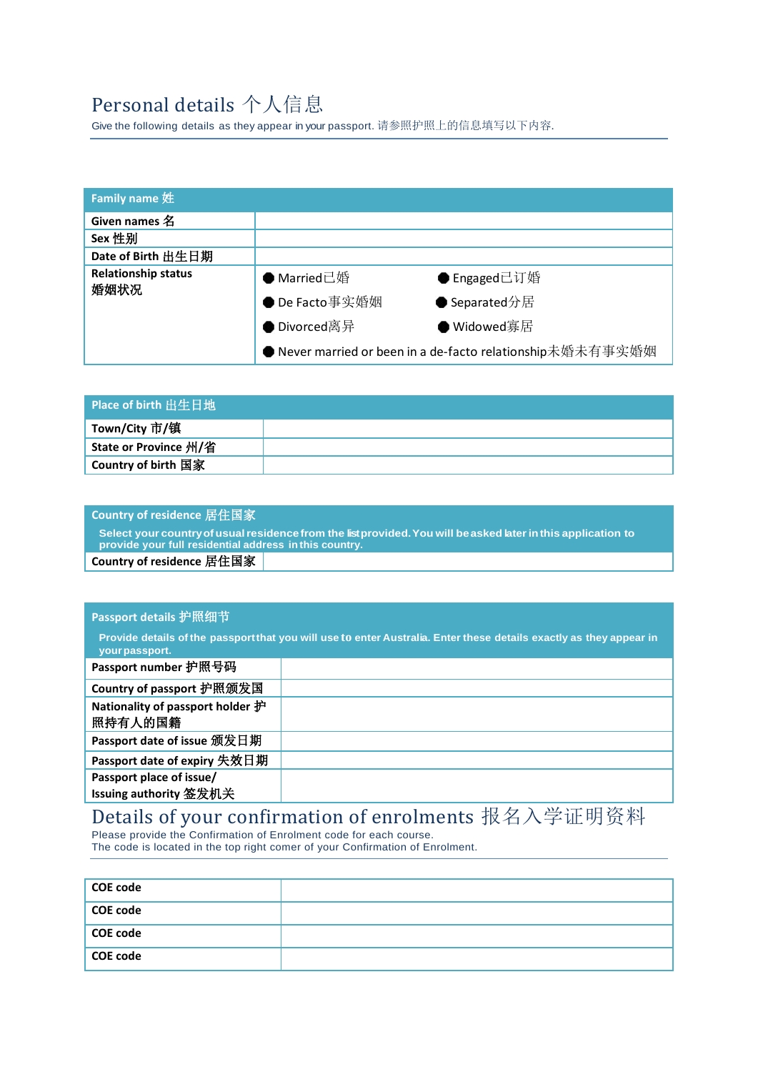## Personal details 个人信息

Give the following details as they appear in your passport. 请参照护照上的信息填写以下内容.

| Family name 姓 | |
|---|---|
| Given names 名 | |
| Sex 性别 | |
| Date of Birth 出生日期 | |
| Relationship status 婚姻状况 | ● Married已婚 ● Engaged已订婚 ● De Facto事实婚姻 ● Separated分居 ● Divorced离异 ● Widowed寡居 ● Never married or been in a de-facto relationship未婚未有事实婚姻 |

| Place of birth 出生日地 | |
|---|---|
| Town/City 市/镇 | |
| State or Province 州/省 | |
| Country of birth 国家 | |

| Country of residence 居住国家 Select your country of usual residence from the list provided. You will be asked later in this application to provide your full residential address in this country. | |
|---|---|
| Country of residence 居住国家 | |

| Passport details 护照细节 Provide details of the passport that you will use to enter Australia. Enter these details exactly as they appear in your passport. | |
|---|---|
| Passport number 护照号码 | |
| Country of passport 护照颁发国 | |
| Nationality of passport holder 护照持有人的国籍 | |
| Passport date of issue 颁发日期 | |
| Passport date of expiry 失效日期 | |
| Passport place of issue/ Issuing authority 签发机关 | |

## Details of your confirmation of enrolments 报名入学证明资料

Please provide the Confirmation of Enrolment code for each course.
The code is located in the top right comer of your Confirmation of Enrolment.

| COE code | |
|---|---|
| COE code | |
| COE code | |
| COE code | |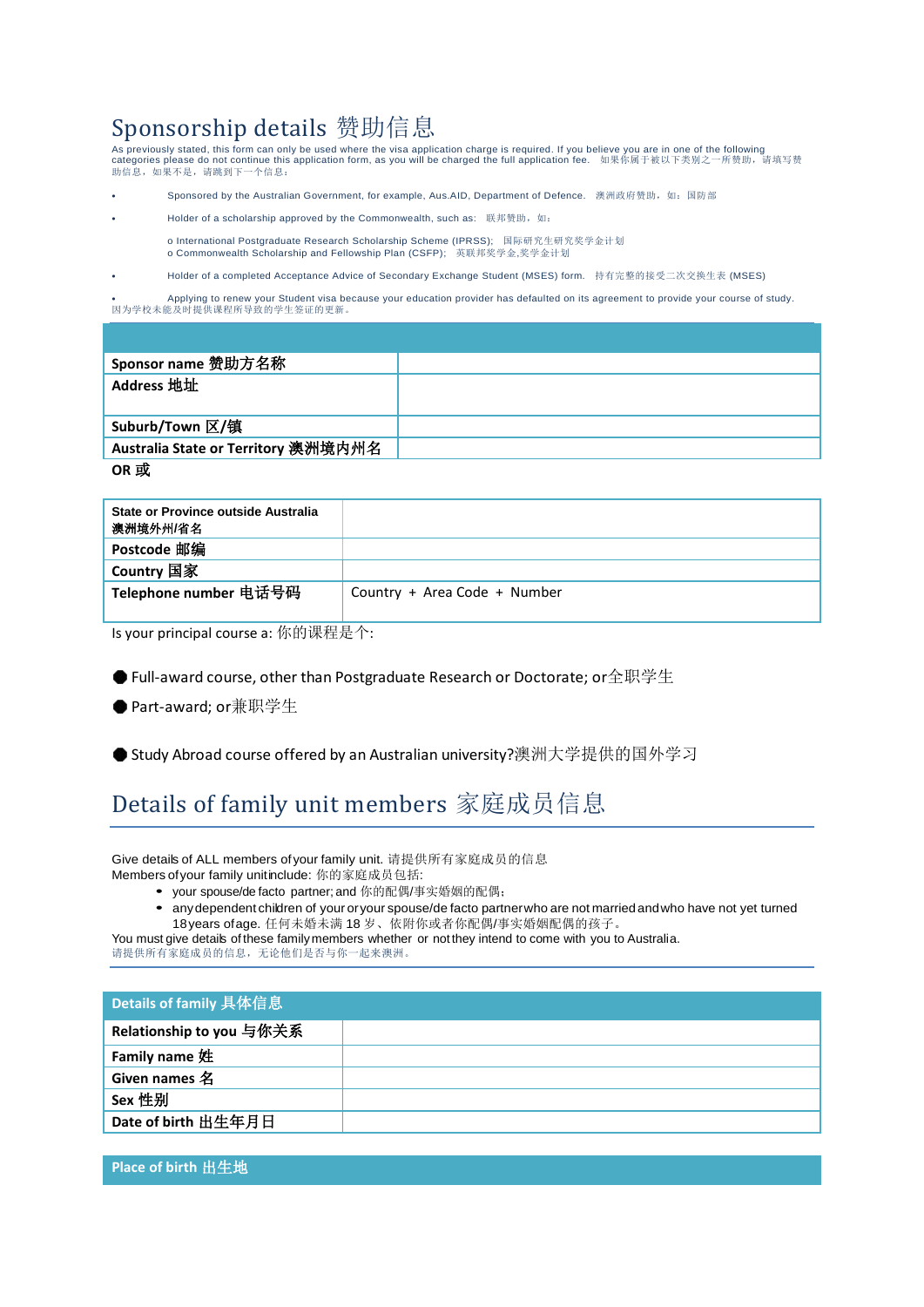## Sponsorship details 赞助信息

As previously stated, this form can only be used where the visa application charge is required. If you believe you are in one of the following categories please do not continue this application form, as you will be charged the full application fee. 如果你属于被以下类别之一所赞助，请填写赞助信息，如果不是，请跳到下一个信息：

- Sponsored by the Australian Government, for example, Aus.AID, Department of Defence. 澳洲政府赞助，如：国防部
- Holder of a scholarship approved by the Commonwealth, such as: 联邦赞助，如：
  - o International Postgraduate Research Scholarship Scheme (IPRSS); 国际研究生研究奖学金计划
  - o Commonwealth Scholarship and Fellowship Plan (CSFP); 英联邦奖学金,奖学金计划
- Holder of a completed Acceptance Advice of Secondary Exchange Student (MSES) form. 持有完整的接受二次交换生表 (MSES)
- Applying to renew your Student visa because your education provider has defaulted on its agreement to provide your course of study. 因为学校未能及时提供课程所导致的学生签证的更新。

| | |
|---|---|
| **Sponsor name 赞助方名称** | |
| **Address 地址** | |
| **Suburb/Town 区/镇** | |
| **Australia State or Territory 澳洲境内州名** | |

**OR 或**

| | |
|---|---|
| **State or Province outside Australia 澳洲境外州/省名** | |
| **Postcode 邮编** | |
| **Country 国家** | |
| **Telephone number 电话号码** | Country + Area Code + Number |

Is your principal course a: 你的课程是个:

- Full-award course, other than Postgraduate Research or Doctorate; or全职学生
- Part-award; or兼职学生
- Study Abroad course offered by an Australian university?澳洲大学提供的国外学习

## Details of family unit members 家庭成员信息

Give details of ALL members of your family unit. 请提供所有家庭成员的信息
Members of your family unit include: 你的家庭成员包括:

- your spouse/de facto partner; and 你的配偶/事实婚姻的配偶;
- any dependent children of your or your spouse/de facto partner who are not married and who have not yet turned 18 years of age. 任何未婚未满 18 岁、依附你或者你配偶/事实婚姻配偶的孩子。

You must give details of these family members whether or not they intend to come with you to Australia.
请提供所有家庭成员的信息，无论他们是否与你一起来澳洲。

| **Details of family 具体信息** | |
|---|---|
| **Relationship to you 与你关系** | |
| **Family name 姓** | |
| **Given names 名** | |
| **Sex 性别** | |
| **Date of birth 出生年月日** | |

| **Place of birth 出生地** |
|---|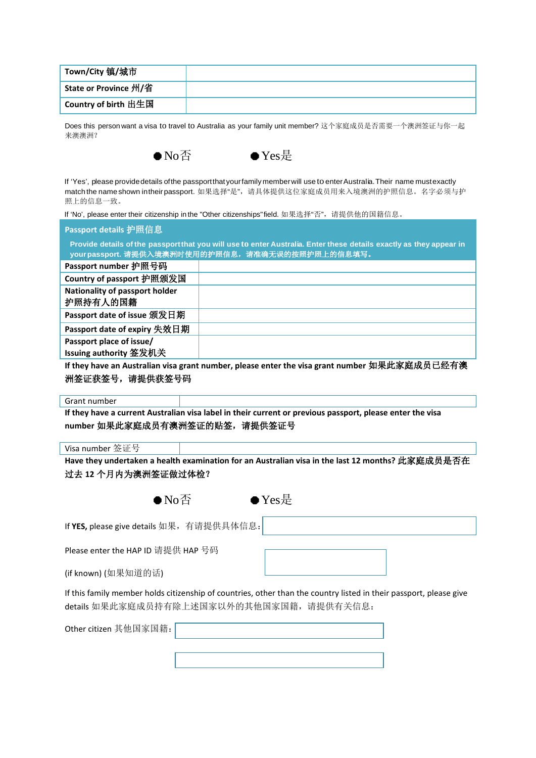| Town/City 镇/城市 | |
|---|---|
| State or Province 州/省 | |
| Country of birth 出生国 | |

Does this person want a visa to travel to Australia as your family unit member? 这个家庭成员是否需要一个澳洲签证与你一起来澳澳洲?

● No 否 ● Yes 是

If 'Yes', please provide details of the passport that your family member will use to enter Australia. Their name must exactly match the name shown in their passport. 如果选择"是"，请具体提供这位家庭成员用来入境澳洲的护照信息。名字必须与护照上的信息一致。

If 'No', please enter their citizenship in the "Other citizenships" field. 如果选择"否"，请提供他的国籍信息。

| Passport details 护照信息 | |
|---|---|
| Provide details of the passport that you will use to enter Australia. Enter these details exactly as they appear in your passport. 请提供入境澳洲时使用的护照信息，请准确无误的按照护照上的信息填写。 | |
| Passport number 护照号码 | |
| Country of passport 护照颁发国 | |
| Nationality of passport holder 护照持有人的国籍 | |
| Passport date of issue 颁发日期 | |
| Passport date of expiry 失效日期 | |
| Passport place of issue/ Issuing authority 签发机关 | |

**If they have an Australian visa grant number, please enter the visa grant number 如果此家庭成员已经有澳洲签证获签号，请提供获签号码**

| Grant number | |
|---|---|

**If they have a current Australian visa label in their current or previous passport, please enter the visa number 如果此家庭成员有澳洲签证的贴签，请提供签证号**

| Visa number 签证号 | |
|---|---|

**Have they undertaken a health examination for an Australian visa in the last 12 months? 此家庭成员是否在过去 12 个月内为澳洲签证做过体检?**

● No 否 ● Yes 是

If **YES,** please give details 如果，有请提供具体信息: ______

Please enter the HAP ID 请提供 HAP 号码

(if known) (如果知道的话)

If this family member holds citizenship of countries, other than the country listed in their passport, please give details 如果此家庭成员持有除上述国家以外的其他国家国籍，请提供有关信息:

Other citizen 其他国家国籍: ______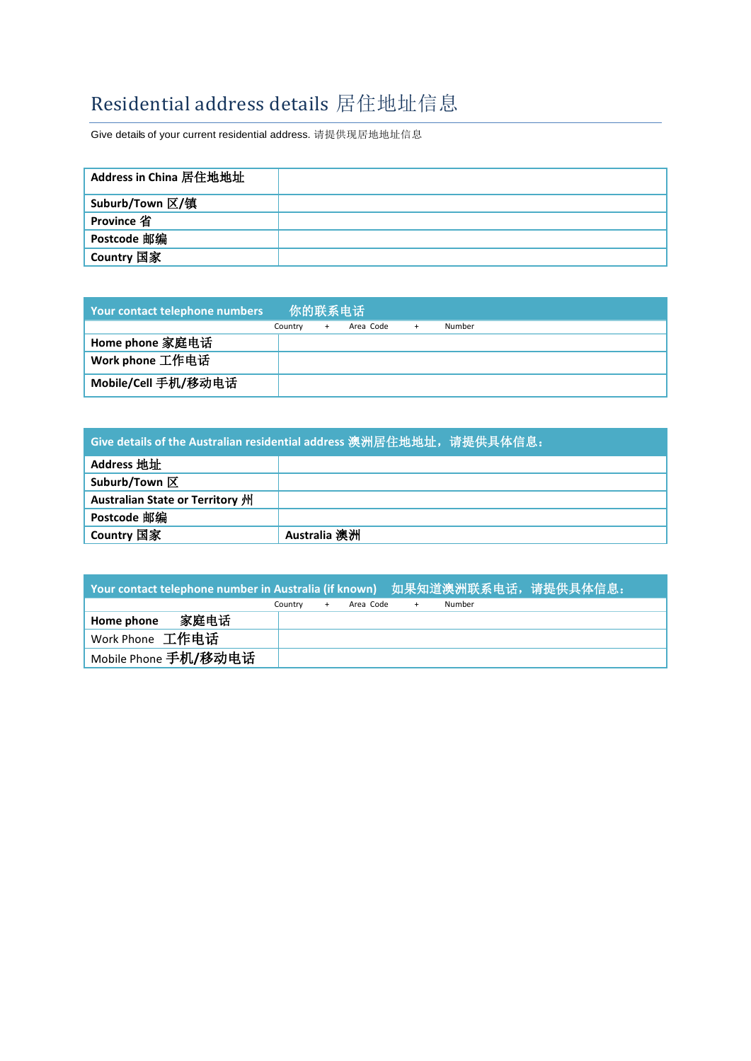# Residential address details 居住地址信息

Give details of your current residential address. 请提供现居地地址信息

| Address in China 居住地地址 | |
|---|---|
| Suburb/Town 区/镇 | |
| Province 省 | |
| Postcode 邮编 | |
| Country 国家 | |

| Your contact telephone numbers 你的联系电话 | Country + Area Code + Number |
|---|---|
| Home phone 家庭电话 | |
| Work phone 工作电话 | |
| Mobile/Cell 手机/移动电话 | |

| Give details of the Australian residential address 澳洲居住地地址，请提供具体信息： | |
|---|---|
| Address 地址 | |
| Suburb/Town 区 | |
| Australian State or Territory 州 | |
| Postcode 邮编 | |
| Country 国家 | Australia 澳洲 |

| Your contact telephone number in Australia (if known) 如果知道澳洲联系电话，请提供具体信息： | Country + Area Code + Number |
|---|---|
| Home phone 家庭电话 | |
| Work Phone 工作电话 | |
| Mobile Phone 手机/移动电话 | |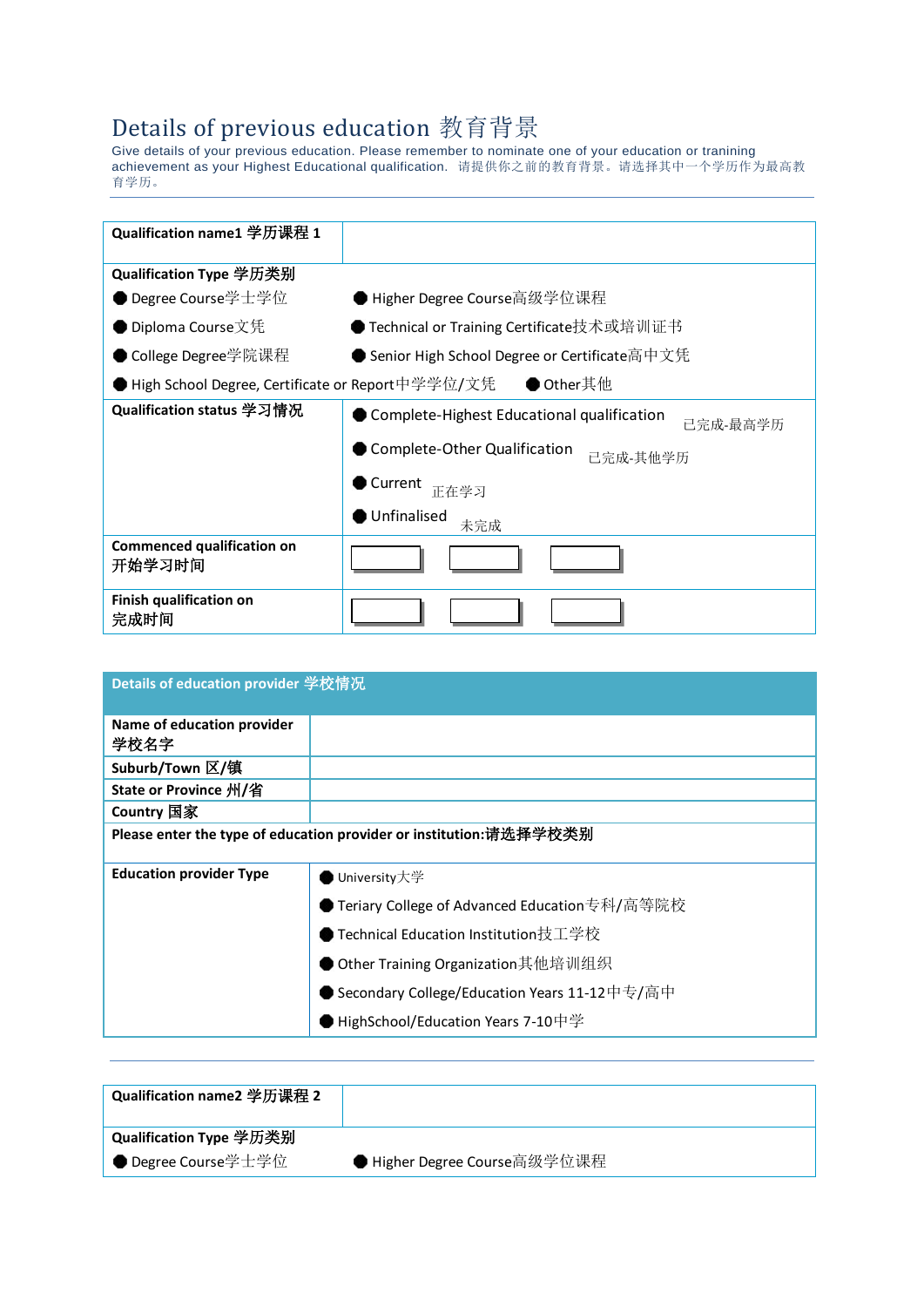# Details of previous education 教育背景

Give details of your previous education. Please remember to nominate one of your education or tranining achievement as your Highest Educational qualification. 请提供你之前的教育背景。请选择其中一个学历作为最高教育学历。

| Qualification name1 学历课程 1 | |
|---|---|
| **Qualification Type 学历类别** | |
| ● Degree Course学士学位 | ● Higher Degree Course高级学位课程 |
| ● Diploma Course文凭 | ● Technical or Training Certificate技术或培训证书 |
| ● College Degree学院课程 | ● Senior High School Degree or Certificate高中文凭 |
| ● High School Degree, Certificate or Report中学学位/文凭 | ● Other其他 |
| **Qualification status 学习情况** | ● Complete-Highest Educational qualification 已完成-最高学历<br>● Complete-Other Qualification 已完成-其他学历<br>● Current 正在学习<br>● Unfinalised 未完成 |
| **Commenced qualification on 开始学习时间** | ☐ ☐ ☐ |
| **Finish qualification on 完成时间** | ☐ ☐ ☐ |

| Details of education provider 学校情况 | |
|---|---|
| **Name of education provider 学校名字** | |
| **Suburb/Town 区/镇** | |
| **State or Province 州/省** | |
| **Country 国家** | |
| **Please enter the type of education provider or institution:请选择学校类别** | |
| **Education provider Type** | ● University大学<br>● Teriary College of Advanced Education专科/高等院校<br>● Technical Education Institution技工学校<br>● Other Training Organization其他培训组织<br>● Secondary College/Education Years 11-12中专/高中<br>● HighSchool/Education Years 7-10中学 |

| Qualification name2 学历课程 2 | |
|---|---|
| **Qualification Type 学历类别** | |
| ● Degree Course学士学位 | ● Higher Degree Course高级学位课程 |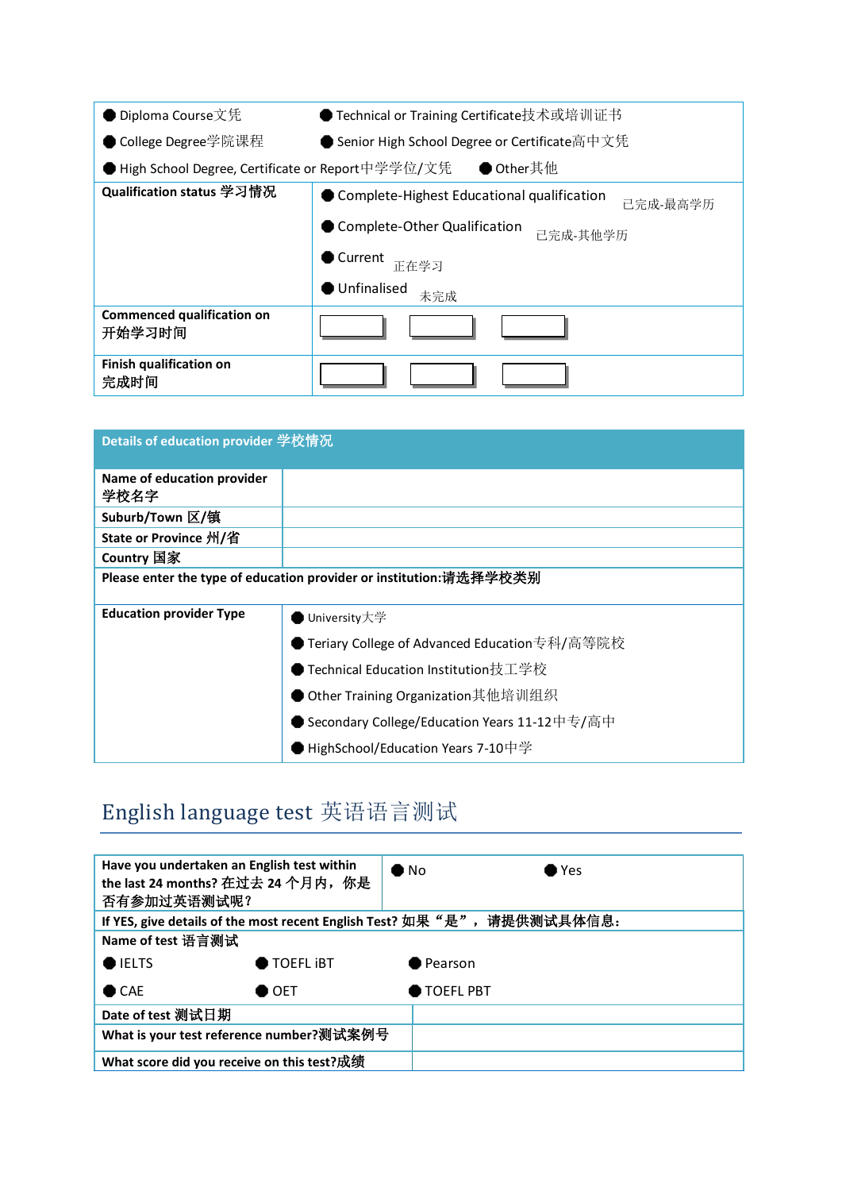| | |
|---|---|
| ● Diploma Course文凭 ● College Degree学院课程 ● High School Degree, Certificate or Report中学学位/文凭 | ● Technical or Training Certificate技术或培训证书 ● Senior High School Degree or Certificate高中文凭 ● Other其他 |
| **Qualification status 学习情况** | ● Complete-Highest Educational qualification 已完成-最高学历 ● Complete-Other Qualification 已完成-其他学历 ● Current 正在学习 ● Unfinalised 未完成 |
| **Commenced qualification on 开始学习时间** | |
| **Finish qualification on 完成时间** | |

| **Details of education provider 学校情况** | |
|---|---|
| **Name of education provider 学校名字** | |
| **Suburb/Town 区/镇** | |
| **State or Province 州/省** | |
| **Country 国家** | |
| **Please enter the type of education provider or institution:请选择学校类别** | |
| **Education provider Type** | ● University大学 ● Teriary College of Advanced Education专科/高等院校 ● Technical Education Institution技工学校 ● Other Training Organization其他培训组织 ● Secondary College/Education Years 11-12中专/高中 ● HighSchool/Education Years 7-10中学 |

# English language test 英语语言测试

| | | |
|---|---|---|
| **Have you undertaken an English test within the last 24 months? 在过去 24 个月内，你是否有参加过英语测试呢？** | ● No | ● Yes |
| **If YES, give details of the most recent English Test? 如果"是"，请提供测试具体信息：** | | |
| **Name of test 语言测试** | | |
| ● IELTS | ● TOEFL iBT | ● Pearson |
| ● CAE | ● OET | ● TOEFL PBT |
| **Date of test 测试日期** | | |
| **What is your test reference number?测试案例号** | | |
| **What score did you receive on this test?成绩** | | |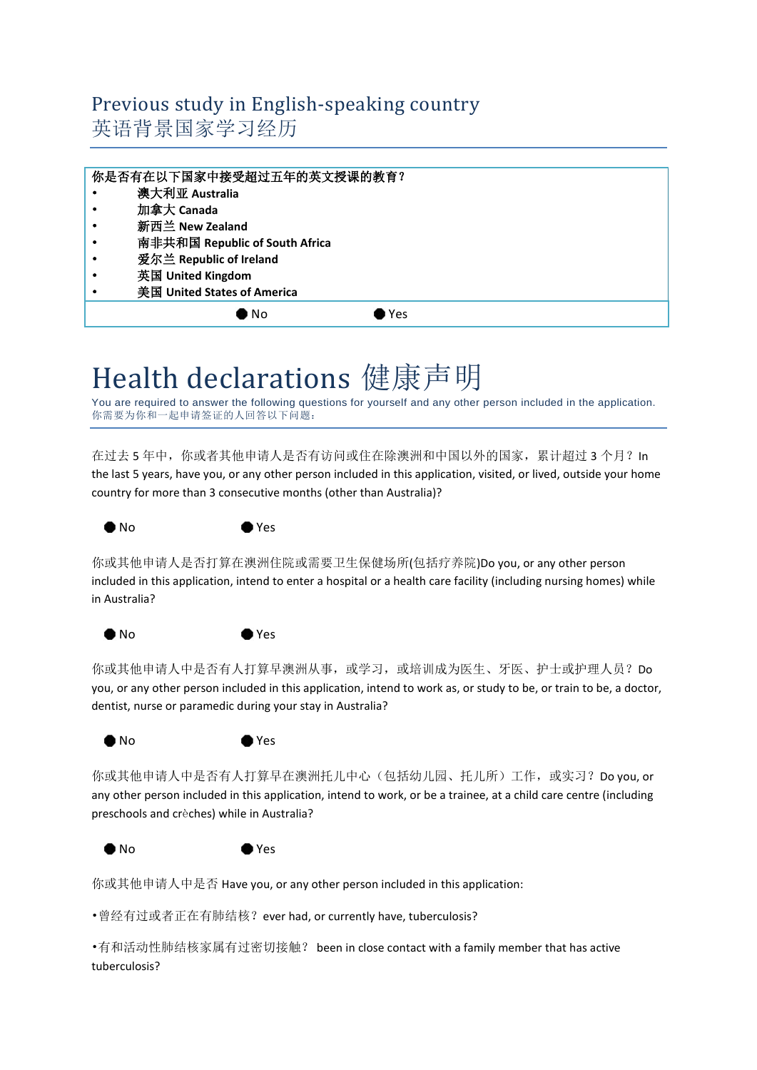## Previous study in English-speaking country
## 英语背景国家学习经历

**你是否有在以下国家中接受超过五年的英文授课的教育？**

- **澳大利亚 Australia**
- **加拿大 Canada**
- **新西兰 New Zealand**
- **南非共和国 Republic of South Africa**
- **爱尔兰 Republic of Ireland**
- **英国 United Kingdom**
- **美国 United States of America**

● No ● Yes

# Health declarations 健康声明

You are required to answer the following questions for yourself and any other person included in the application.
你需要为你和一起申请签证的人回答以下问题：

在过去 5 年中，你或者其他申请人是否有访问或住在除澳洲和中国以外的国家，累计超过 3 个月？In the last 5 years, have you, or any other person included in this application, visited, or lived, outside your home country for more than 3 consecutive months (other than Australia)?

● No ● Yes

你或其他申请人是否打算在澳洲住院或需要卫生保健场所(包括疗养院)Do you, or any other person included in this application, intend to enter a hospital or a health care facility (including nursing homes) while in Australia?

● No ● Yes

你或其他申请人中是否有人打算早澳洲从事，或学习，或培训成为医生、牙医、护士或护理人员？Do you, or any other person included in this application, intend to work as, or study to be, or train to be, a doctor, dentist, nurse or paramedic during your stay in Australia?

● No ● Yes

你或其他申请人中是否有人打算在澳洲托儿中心（包括幼儿园、托儿所）工作，或实习？Do you, or any other person included in this application, intend to work, or be a trainee, at a child care centre (including preschools and crèches) while in Australia?

● No ● Yes

你或其他申请人中是否 Have you, or any other person included in this application:

•曾经有过或者正在有肺结核？ever had, or currently have, tuberculosis?

•有和活动性肺结核家属有过密切接触？ been in close contact with a family member that has active tuberculosis?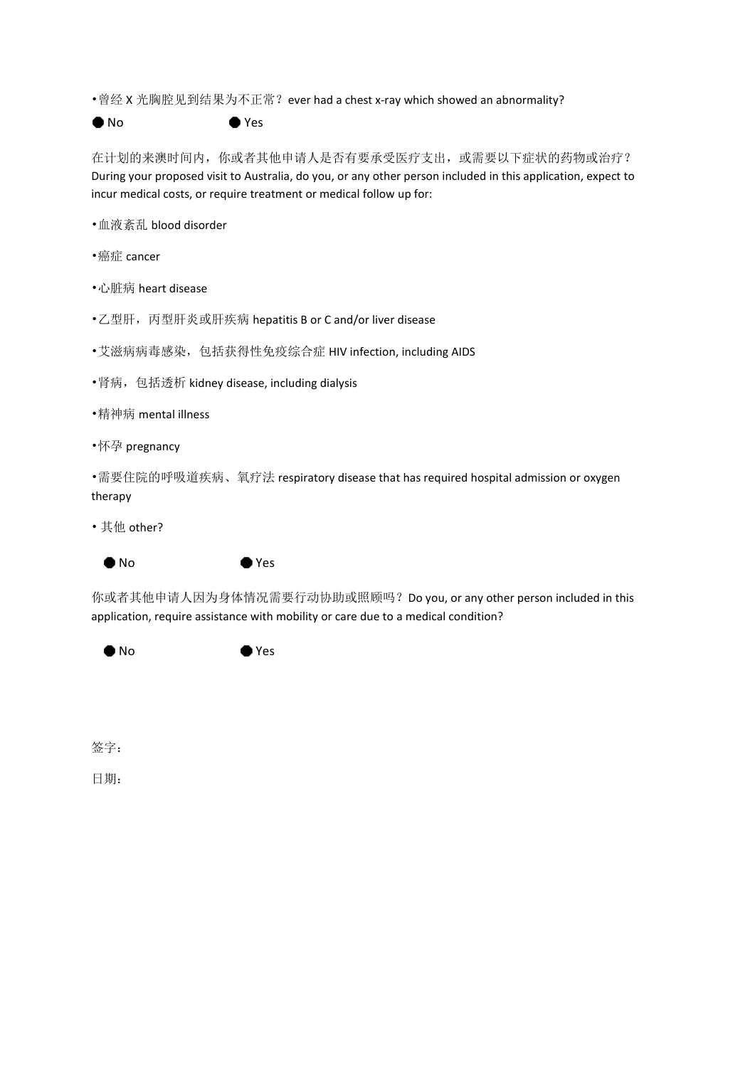•曾经 X 光胸腔见到结果为不正常？ever had a chest x-ray which showed an abnormality?

● No　　　　　　　● Yes

在计划的来澳时间内，你或者其他申请人是否有要承受医疗支出，或需要以下症状的药物或治疗？During your proposed visit to Australia, do you, or any other person included in this application, expect to incur medical costs, or require treatment or medical follow up for:

•血液紊乱 blood disorder

•癌症 cancer

•心脏病 heart disease

•乙型肝，丙型肝炎或肝疾病 hepatitis B or C and/or liver disease

•艾滋病病毒感染，包括获得性免疫综合症 HIV infection, including AIDS

•肾病，包括透析 kidney disease, including dialysis

•精神病 mental illness

•怀孕 pregnancy

•需要住院的呼吸道疾病、氧疗法 respiratory disease that has required hospital admission or oxygen therapy

• 其他 other?

● No　　　　　　　● Yes

你或者其他申请人因为身体情况需要行动协助或照顾吗？Do you, or any other person included in this application, require assistance with mobility or care due to a medical condition?

● No　　　　　　　● Yes

签字：

日期：